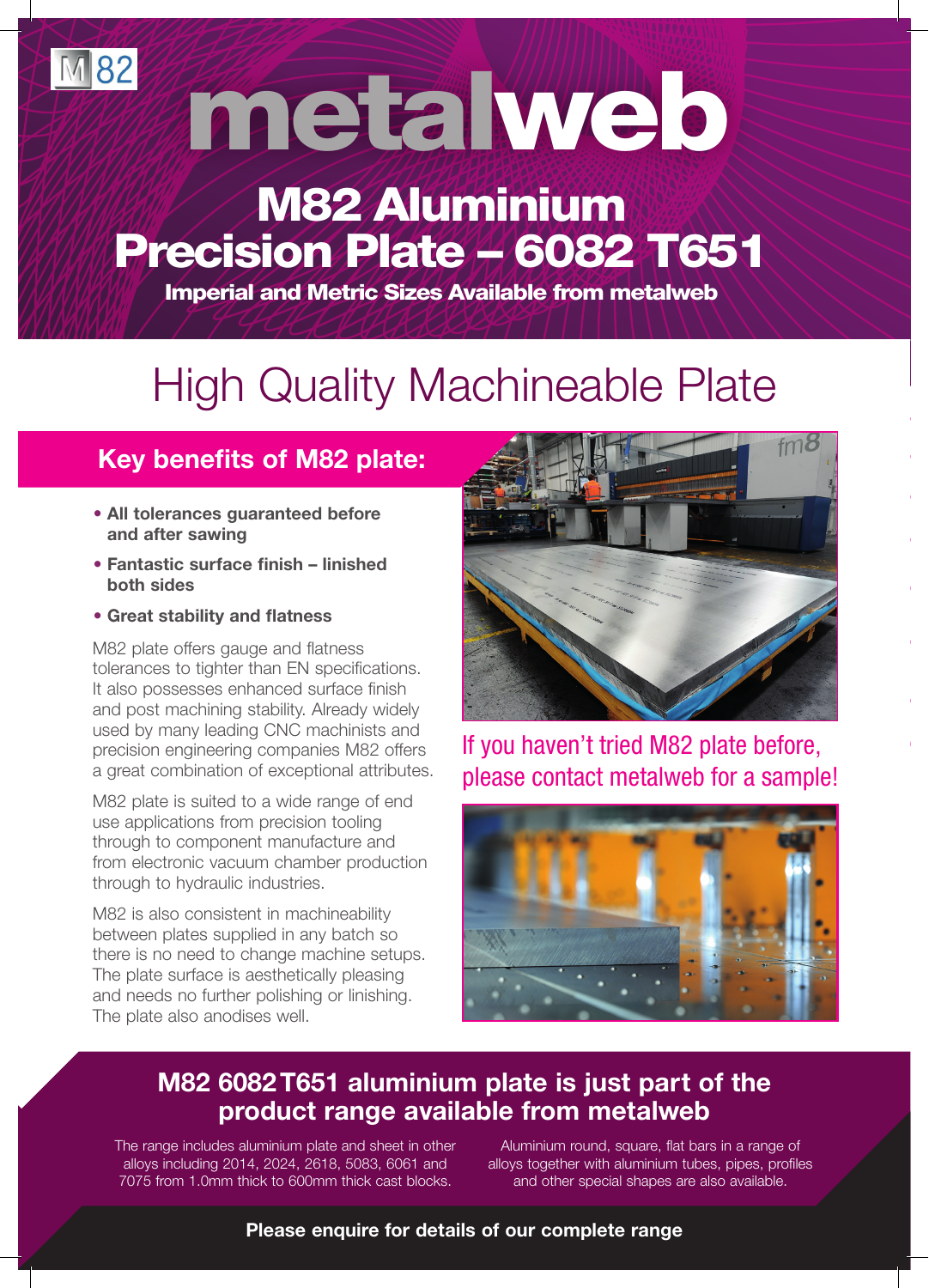M82

# metalweb

## M82 Aluminium Precision Plate – 6082 T651

**Imperial and Metric Sizes Available from metalweb**

# High Quality Machineable Plate

## Key benefits of M82 plate:

- **All tolerances guaranteed before and after sawing**
- **Fantastic surface finish – linished both sides**
- **Great stability and flatness**

M82 plate offers gauge and flatness tolerances to tighter than EN specifications. It also possesses enhanced surface finish and post machining stability. Already widely used by many leading CNC machinists and precision engineering companies M82 offers a great combination of exceptional attributes.

M82 plate is suited to a wide range of end use applications from precision tooling through to component manufacture and from electronic vacuum chamber production through to hydraulic industries.

M82 is also consistent in machineability between plates supplied in any batch so there is no need to change machine setups. The plate surface is aesthetically pleasing and needs no further polishing or linishing. The plate also anodises well.

If you haven't tried M82 plate before, please contact metalweb for a sample!

## M82 6082 T651 aluminium plate is just part of the product range available from metalweb

The range includes aluminium plate and sheet in other alloys including 2014, 2024, 2618, 5083, 6061 and 7075 from 1.0mm thick to 600mm thick cast blocks.

Aluminium round, square, flat bars in a range of alloys together with aluminium tubes, pipes, profiles and other special shapes are also available.

**Please enquire for details of our complete range**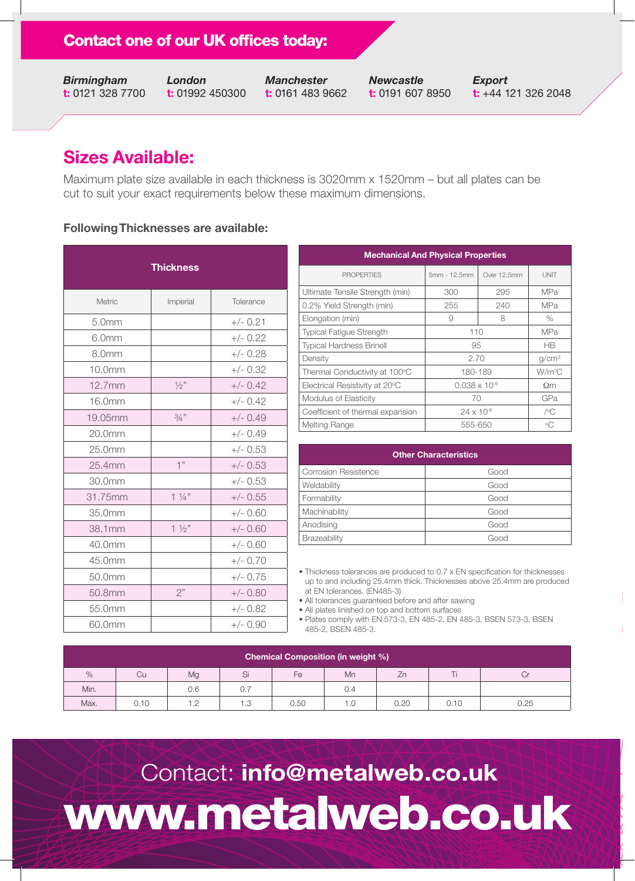## Contact one of our UK offices today:

*Birmingham* **t:** 0121 328 7700

*London* **t:** 01992 450300

*Manchester* **t:** 0161 483 9662

*Newcastle* **t:** 0191 607 8950

*Export* **t:** +44 121 326 2048

# Sizes Available:

Maximum plate size available in each thickness is 3020mm x 1520mm – but all plates can be cut to suit your exact requirements below these maximum dimensions.

### Following Thicknesses are available:

| Thickness | | |
|---|---|---|
| Metric | Imperial | Tolerance |
| 5.0mm | | +/- 0.21 |
| 6.0mm | | +/- 0.22 |
| 8.0mm | | +/- 0.28 |
| 10.0mm | | +/- 0.32 |
| 12.7mm | ½" | +/- 0.42 |
| 16.0mm | | +/- 0.42 |
| 19.05mm | ¾" | +/- 0.49 |
| 20.0mm | | +/- 0.49 |
| 25.0mm | | +/- 0.53 |
| 25.4mm | 1" | +/- 0.53 |
| 30.0mm | | +/- 0.53 |
| 31.75mm | 1 ¼" | +/- 0.55 |
| 35.0mm | | +/- 0.60 |
| 38.1mm | 1 ½" | +/- 0.60 |
| 40.0mm | | +/- 0.60 |
| 45.0mm | | +/- 0.70 |
| 50.0mm | | +/- 0.75 |
| 50.8mm | 2" | +/- 0.80 |
| 55.0mm | | +/- 0.82 |
| 60.0mm | | +/- 0.90 |

| Mechanical And Physical Properties | | | |
|---|---|---|---|
| PROPERTIES | 5mm - 12.5mm | Over 12.5mm | UNIT |
| Ultimate Tensile Strength (min) | 300 | 295 | MPa |
| 0.2% Yield Strength (min) | 255 | 240 | MPa |
| Elongation (min) | 9 | 8 | % |
| Typical Fatigue Strength | 110 | | MPa |
| Typical Hardness Brinell | 95 | | HB |
| Density | 2.70 | | g/cm³ |
| Thermal Conductivity at 100°C | 180-189 | | W/m°C |
| Electrical Resistivity at 20°C | $0.038 \times 10^{-6}$ | | Ωm |
| Modulus of Elasticity | 70 | | GPa |
| Coefficient of thermal expansion | $24 \times 10^{-6}$ | | /°C |
| Melting Range | 555-650 | | °C |

| Other Characteristics | |
|---|---|
| Corrosion Resistence | Good |
| Weldability | Good |
| Formability | Good |
| Machinability | Good |
| Anodising | Good |
| Brazeability | Good |

- Thickness tolerances are produced to 0.7 x EN specification for thicknesses up to and including 25.4mm thick. Thicknesses above 25.4mm are produced at EN tolerances. (EN485-3)
- All tolerances guaranteed before and after sawing
- All plates linished on top and bottom surfaces
- Plates comply with EN 573-3, EN 485-2, EN 485-3, BSEN 573-3, BSEN 485-2, BSEN 485-3.

| Chemical Composition (in weight %) | | | | | | | | |
|---|---|---|---|---|---|---|---|---|
| % | Cu | Mg | Si | Fe | Mn | Zn | Ti | Cr |
| Min. | | 0.6 | 0.7 | | 0.4 | | | |
| Max. | 0.10 | 1.2 | 1.3 | 0.50 | 1.0 | 0.20 | 0.10 | 0.25 |

Contact: **info@metalweb.co.uk**

**www.metalweb.co.uk**